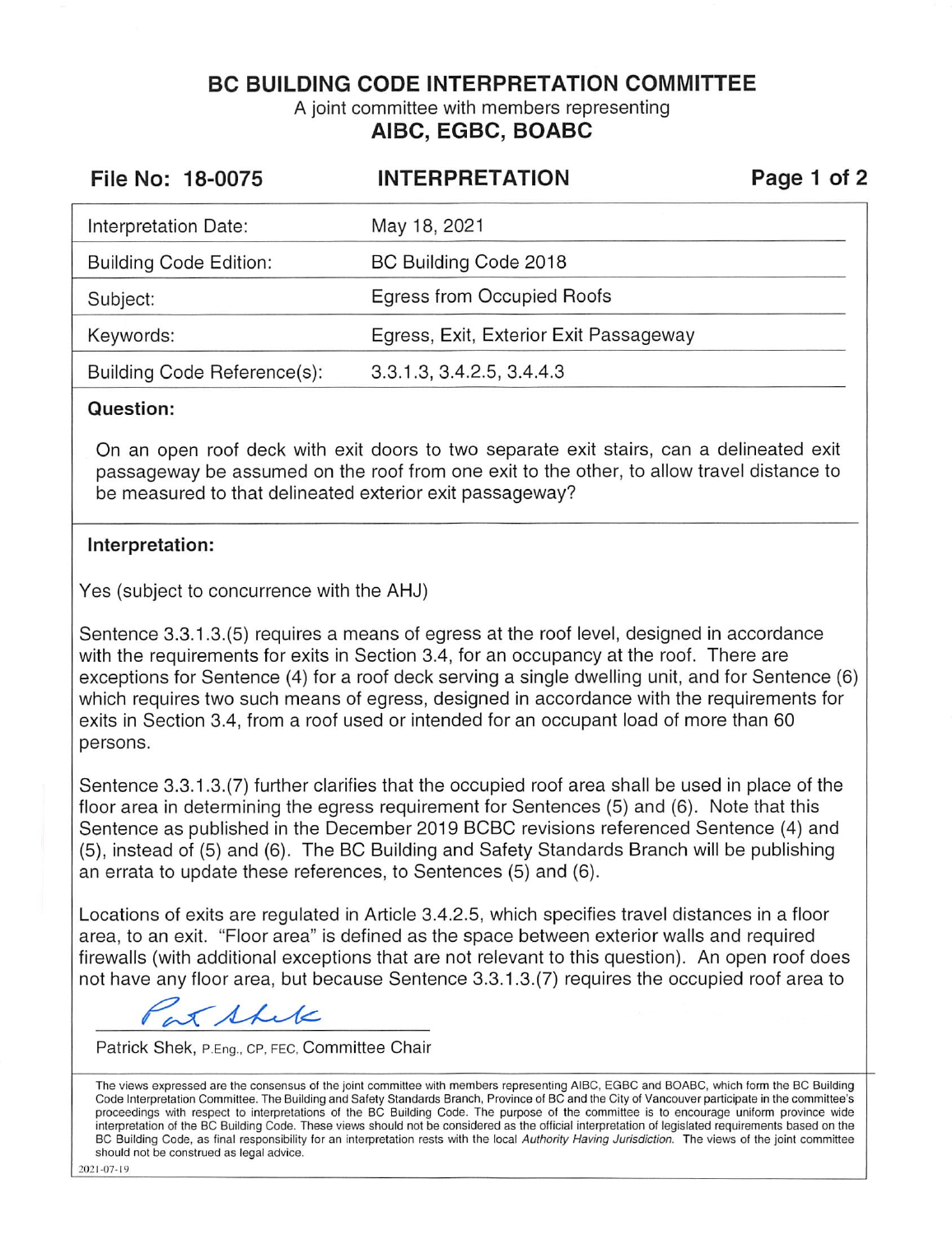# BC BUILDING CODE INTERPRETATION COMMITTEE

A joint committee with members representing

**AIBC, EGBC, BOABC**

**File No: 18-0075** | **INTERPRETATION**

| | |
|---|---|
| Interpretation Date: | May 18, 2021 |
| Building Code Edition: | BC Building Code 2018 |
| Subject: | Egress from Occupied Roofs |
| Keywords: | Egress, Exit, Exterior Exit Passageway |
| Building Code Reference(s): | 3.3.1.3, 3.4.2.5, 3.4.4.3 |

**Question:**

On an open roof deck with exit doors to two separate exit stairs, can a delineated exit passageway be assumed on the roof from one exit to the other, to allow travel distance to be measured to that delineated exterior exit passageway?

**Interpretation:**

Yes (subject to concurrence with the AHJ)

Sentence 3.3.1.3.(5) requires a means of egress at the roof level, designed in accordance with the requirements for exits in Section 3.4, for an occupancy at the roof. There are exceptions for Sentence (4) for a roof deck serving a single dwelling unit, and for Sentence (6) which requires two such means of egress, designed in accordance with the requirements for exits in Section 3.4, from a roof used or intended for an occupant load of more than 60 persons.

Sentence 3.3.1.3.(7) further clarifies that the occupied roof area shall be used in place of the floor area in determining the egress requirement for Sentences (5) and (6). Note that this Sentence as published in the December 2019 BCBC revisions referenced Sentence (4) and (5), instead of (5) and (6). The BC Building and Safety Standards Branch will be publishing an errata to update these references, to Sentences (5) and (6).

Locations of exits are regulated in Article 3.4.2.5, which specifies travel distances in a floor area, to an exit. "Floor area" is defined as the space between exterior walls and required firewalls (with additional exceptions that are not relevant to this question). An open roof does not have any floor area, but because Sentence 3.3.1.3.(7) requires the occupied roof area to

Patrick Shek, P.Eng., CP, FEC, Committee Chair

The views expressed are the consensus of the joint committee with members representing AIBC, EGBC and BOABC, which form the BC Building Code Interpretation Committee. The Building and Safety Standards Branch, Province of BC and the City of Vancouver participate in the committee's proceedings with respect to interpretations of the BC Building Code. The purpose of the committee is to encourage uniform province wide interpretation of the BC Building Code. These views should not be considered as the official interpretation of legislated requirements based on the BC Building Code, as final responsibility for an interpretation rests with the local *Authority Having Jurisdiction*. The views of the joint committee should not be construed as legal advice.

2021-07-19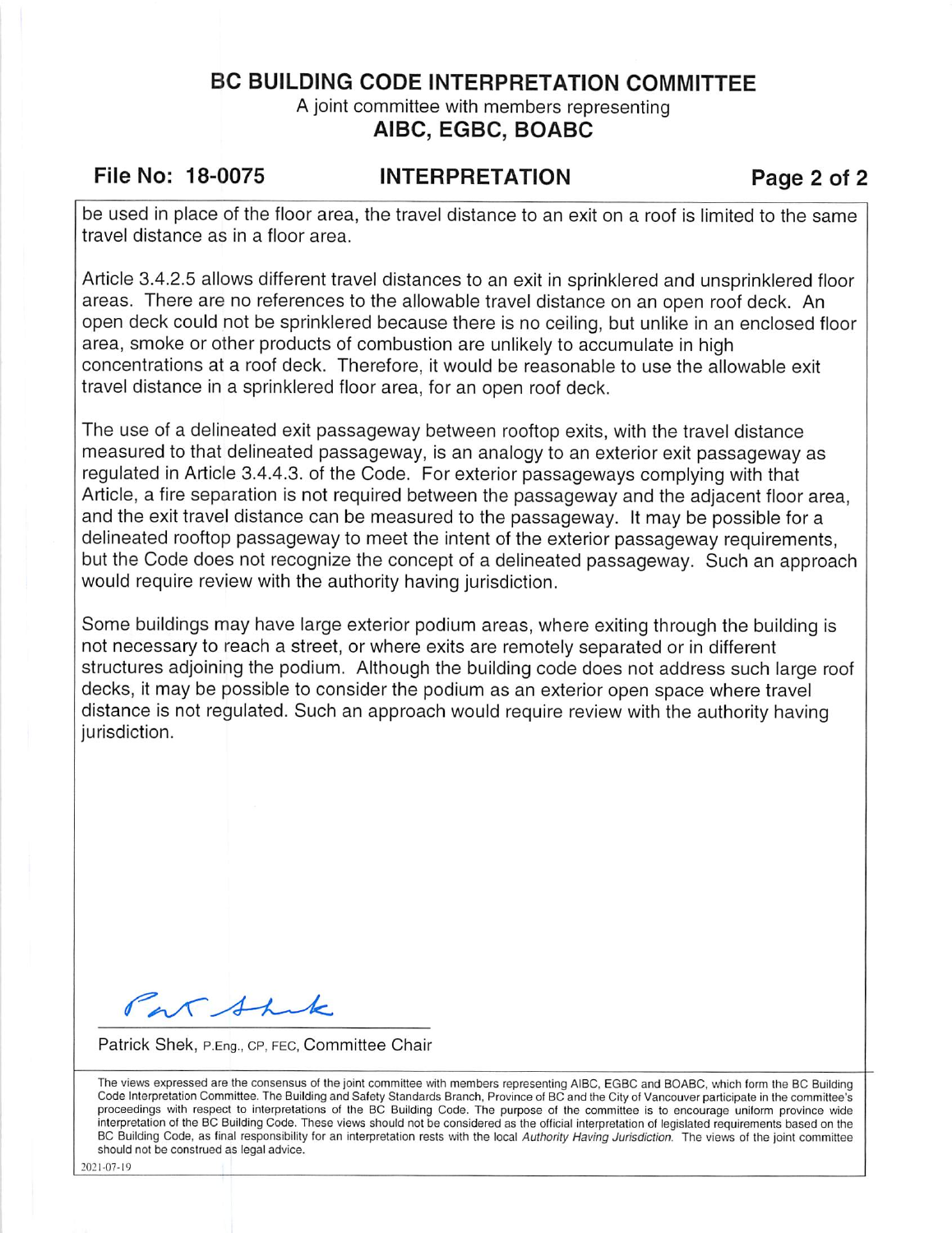be used in place of the floor area, the travel distance to an exit on a roof is limited to the same travel distance as in a floor area.

Article 3.4.2.5 allows different travel distances to an exit in sprinklered and unsprinklered floor areas. There are no references to the allowable travel distance on an open roof deck. An open deck could not be sprinklered because there is no ceiling, but unlike in an enclosed floor area, smoke or other products of combustion are unlikely to accumulate in high concentrations at a roof deck. Therefore, it would be reasonable to use the allowable exit travel distance in a sprinklered floor area, for an open roof deck.

The use of a delineated exit passageway between rooftop exits, with the travel distance measured to that delineated passageway, is an analogy to an exterior exit passageway as regulated in Article 3.4.4.3. of the Code. For exterior passageways complying with that Article, a fire separation is not required between the passageway and the adjacent floor area, and the exit travel distance can be measured to the passageway. It may be possible for a delineated rooftop passageway to meet the intent of the exterior passageway requirements, but the Code does not recognize the concept of a delineated passageway. Such an approach would require review with the authority having jurisdiction.

Some buildings may have large exterior podium areas, where exiting through the building is not necessary to reach a street, or where exits are remotely separated or in different structures adjoining the podium. Although the building code does not address such large roof decks, it may be possible to consider the podium as an exterior open space where travel distance is not regulated. Such an approach would require review with the authority having jurisdiction.

Patrick Shek, P.Eng., CP, FEC, Committee Chair

The views expressed are the consensus of the joint committee with members representing AIBC, EGBC and BOABC, which form the BC Building Code Interpretation Committee. The Building and Safety Standards Branch, Province of BC and the City of Vancouver participate in the committee's proceedings with respect to interpretations of the BC Building Code. The purpose of the committee is to encourage uniform province wide interpretation of the BC Building Code. These views should not be considered as the official interpretation of legislated requirements based on the BC Building Code, as final responsibility for an interpretation rests with the local *Authority Having Jurisdiction*. The views of the joint committee should not be construed as legal advice.

2021-07-19